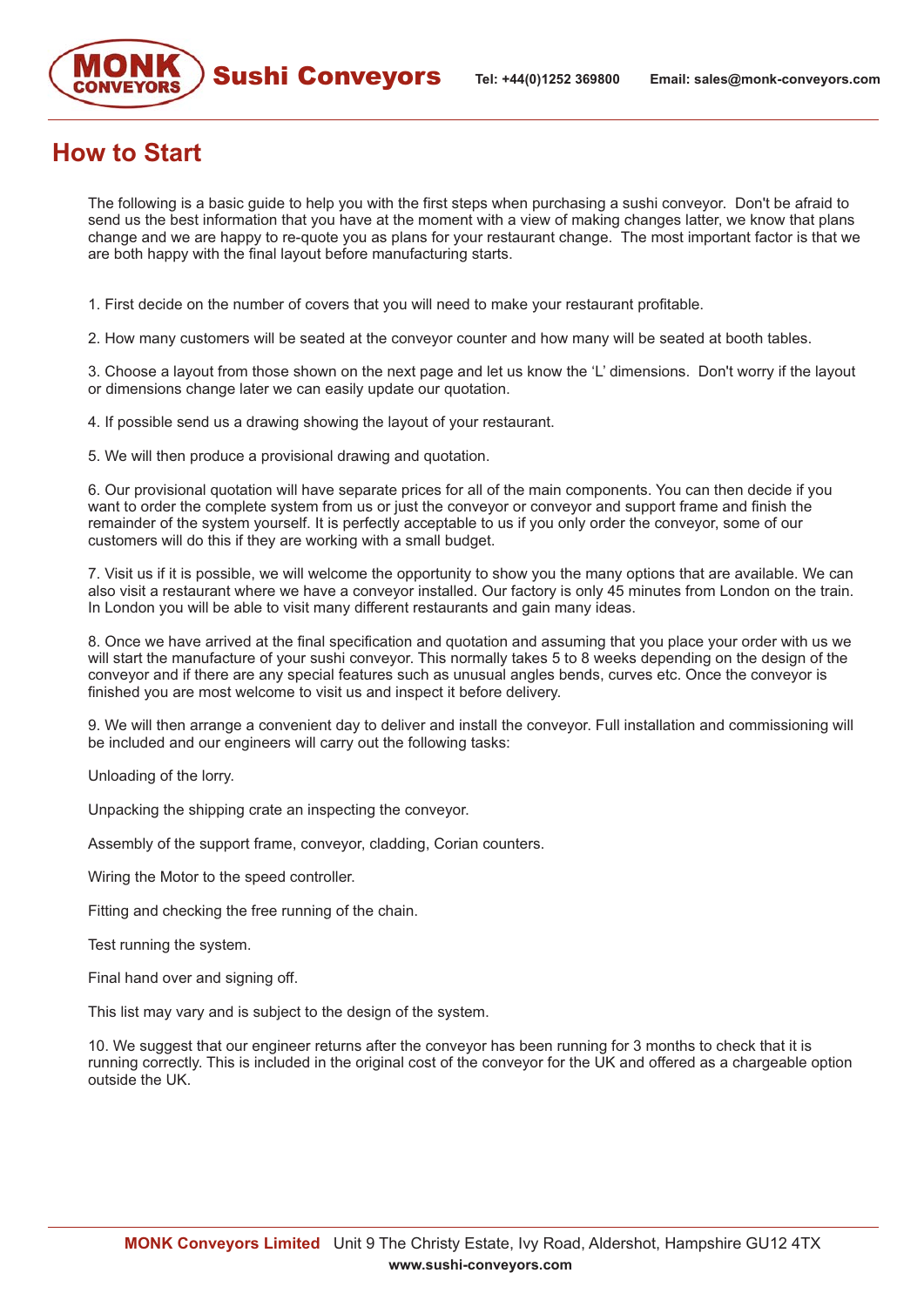# How to Start

The following is a basic guide to help you with the first steps when purchasing a sushi conveyor. Don't be afraid to send us the best information that you have at the moment with a view of making changes latter, we know that plans change and we are happy to re-quote you as plans for your restaurant change. The most important factor is that we are both happy with the final layout before manufacturing starts.

1. First decide on the number of covers that you will need to make your restaurant profitable.

2. How many customers will be seated at the conveyor counter and how many will be seated at booth tables.

3. Choose a layout from those shown on the next page and let us know the 'L' dimensions. Don't worry if the layout or dimensions change later we can easily update our quotation.

4. If possible send us a drawing showing the layout of your restaurant.

5. We will then produce a provisional drawing and quotation.

6. Our provisional quotation will have separate prices for all of the main components. You can then decide if you want to order the complete system from us or just the conveyor or conveyor and support frame and finish the remainder of the system yourself. It is perfectly acceptable to us if you only order the conveyor, some of our customers will do this if they are working with a small budget.

7. Visit us if it is possible, we will welcome the opportunity to show you the many options that are available. We can also visit a restaurant where we have a conveyor installed. Our factory is only 45 minutes from London on the train. In London you will be able to visit many different restaurants and gain many ideas.

8. Once we have arrived at the final specification and quotation and assuming that you place your order with us we will start the manufacture of your sushi conveyor. This normally takes 5 to 8 weeks depending on the design of the conveyor and if there are any special features such as unusual angles bends, curves etc. Once the conveyor is finished you are most welcome to visit us and inspect it before delivery.

9. We will then arrange a convenient day to deliver and install the conveyor. Full installation and commissioning will be included and our engineers will carry out the following tasks:

Unloading of the lorry.

Unpacking the shipping crate an inspecting the conveyor.

Assembly of the support frame, conveyor, cladding, Corian counters.

Wiring the Motor to the speed controller.

Fitting and checking the free running of the chain.

Test running the system.

Final hand over and signing off.

This list may vary and is subject to the design of the system.

10. We suggest that our engineer returns after the conveyor has been running for 3 months to check that it is running correctly. This is included in the original cost of the conveyor for the UK and offered as a chargeable option outside the UK.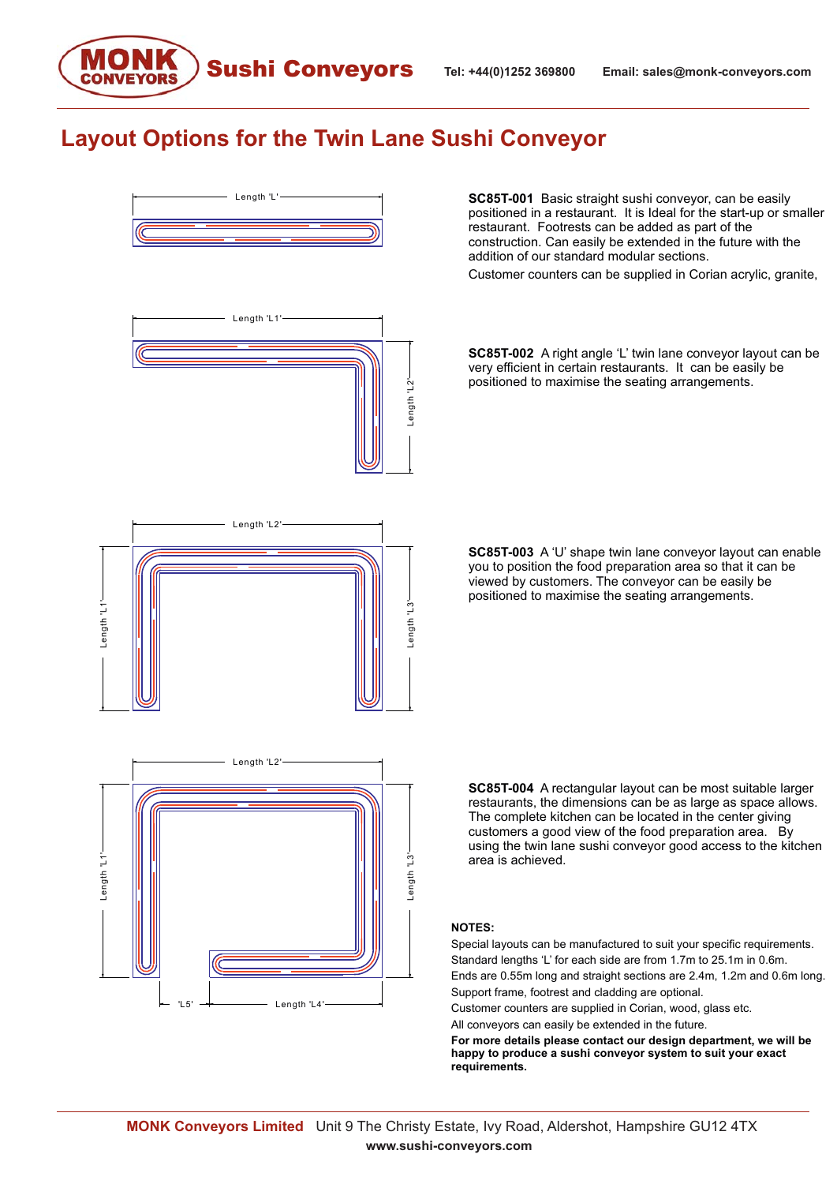MONK CONVEYORS **Sushi Conveyors** Tel: +44(0)1252 369800 Email: sales@monk-conveyors.com

# Layout Options for the Twin Lane Sushi Conveyor

Length 'L'

**SC85T-001** Basic straight sushi conveyor, can be easily positioned in a restaurant. It is Ideal for the start-up or smaller restaurant. Footrests can be added as part of the construction. Can easily be extended in the future with the addition of our standard modular sections.

Customer counters can be supplied in Corian acrylic, granite,

Length 'L1'
Length 'L2'

**SC85T-002** A right angle 'L' twin lane conveyor layout can be very efficient in certain restaurants. It can be easily be positioned to maximise the seating arrangements.

Length 'L2'
Length 'L1'
Length 'L3'

**SC85T-003** A 'U' shape twin lane conveyor layout can enable you to position the food preparation area so that it can be viewed by customers. The conveyor can be easily be positioned to maximise the seating arrangements.

Length 'L2'
Length 'L1'
Length 'L3'
'L5'
Length 'L4'

**SC85T-004** A rectangular layout can be most suitable larger restaurants, the dimensions can be as large as space allows. The complete kitchen can be located in the center giving customers a good view of the food preparation area. By using the twin lane sushi conveyor good access to the kitchen area is achieved.

**NOTES:**

Special layouts can be manufactured to suit your specific requirements.

Standard lengths 'L' for each side are from 1.7m to 25.1m in 0.6m.

Ends are 0.55m long and straight sections are 2.4m, 1.2m and 0.6m long.

Support frame, footrest and cladding are optional.

Customer counters are supplied in Corian, wood, glass etc.

All conveyors can easily be extended in the future.

**For more details please contact our design department, we will be happy to produce a sushi conveyor system to suit your exact requirements.**

**MONK Conveyors Limited** Unit 9 The Christy Estate, Ivy Road, Aldershot, Hampshire GU12 4TX

**www.sushi-conveyors.com**